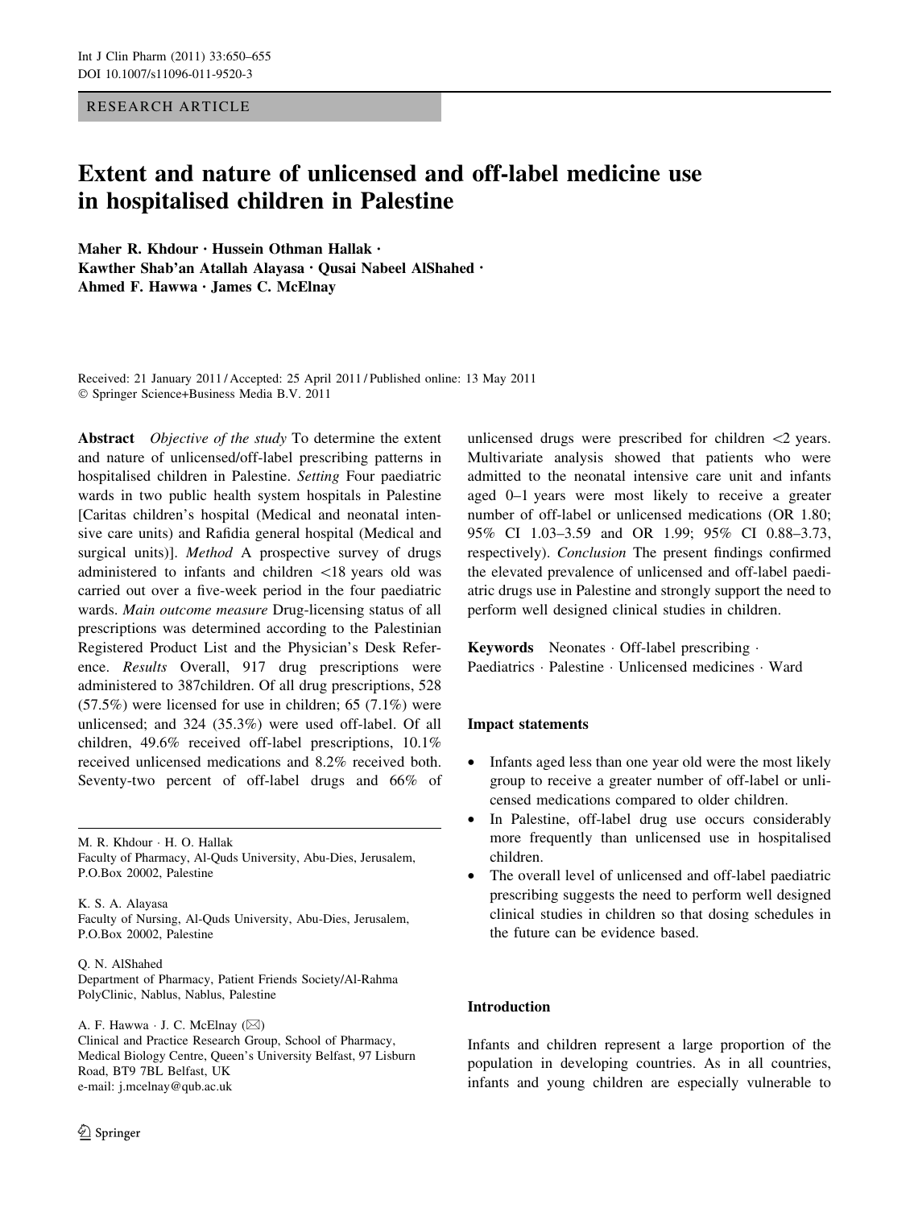RESEARCH ARTICLE

# Extent and nature of unlicensed and off-label medicine use in hospitalised children in Palestine

**Maher R. Khdour · Hussein Othman Hallak · Kawther Shab'an Atallah Alayasa · Qusai Nabeel AlShahed · Ahmed F. Hawwa · James C. McElnay**

Received: 21 January 2011 / Accepted: 25 April 2011 / Published online: 13 May 2011
© Springer Science+Business Media B.V. 2011

**Abstract** *Objective of the study* To determine the extent and nature of unlicensed/off-label prescribing patterns in hospitalised children in Palestine. *Setting* Four paediatric wards in two public health system hospitals in Palestine [Caritas children's hospital (Medical and neonatal intensive care units) and Rafidia general hospital (Medical and surgical units)]. *Method* A prospective survey of drugs administered to infants and children <18 years old was carried out over a five-week period in the four paediatric wards. *Main outcome measure* Drug-licensing status of all prescriptions was determined according to the Palestinian Registered Product List and the Physician's Desk Reference. *Results* Overall, 917 drug prescriptions were administered to 387children. Of all drug prescriptions, 528 (57.5%) were licensed for use in children; 65 (7.1%) were unlicensed; and 324 (35.3%) were used off-label. Of all children, 49.6% received off-label prescriptions, 10.1% received unlicensed medications and 8.2% received both. Seventy-two percent of off-label drugs and 66% of unlicensed drugs were prescribed for children <2 years. Multivariate analysis showed that patients who were admitted to the neonatal intensive care unit and infants aged 0–1 years were most likely to receive a greater number of off-label or unlicensed medications (OR 1.80; 95% CI 1.03–3.59 and OR 1.99; 95% CI 0.88–3.73, respectively). *Conclusion* The present findings confirmed the elevated prevalence of unlicensed and off-label paediatric drugs use in Palestine and strongly support the need to perform well designed clinical studies in children.

**Keywords** Neonates · Off-label prescribing · Paediatrics · Palestine · Unlicensed medicines · Ward

M. R. Khdour · H. O. Hallak
Faculty of Pharmacy, Al-Quds University, Abu-Dies, Jerusalem, P.O.Box 20002, Palestine

K. S. A. Alayasa
Faculty of Nursing, Al-Quds University, Abu-Dies, Jerusalem, P.O.Box 20002, Palestine

Q. N. AlShahed
Department of Pharmacy, Patient Friends Society/Al-Rahma PolyClinic, Nablus, Nablus, Palestine

A. F. Hawwa · J. C. McElnay (✉)
Clinical and Practice Research Group, School of Pharmacy, Medical Biology Centre, Queen's University Belfast, 97 Lisburn Road, BT9 7BL Belfast, UK
e-mail: j.mcelnay@qub.ac.uk

## Impact statements

- Infants aged less than one year old were the most likely group to receive a greater number of off-label or unlicensed medications compared to older children.
- In Palestine, off-label drug use occurs considerably more frequently than unlicensed use in hospitalised children.
- The overall level of unlicensed and off-label paediatric prescribing suggests the need to perform well designed clinical studies in children so that dosing schedules in the future can be evidence based.

## Introduction

Infants and children represent a large proportion of the population in developing countries. As in all countries, infants and young children are especially vulnerable to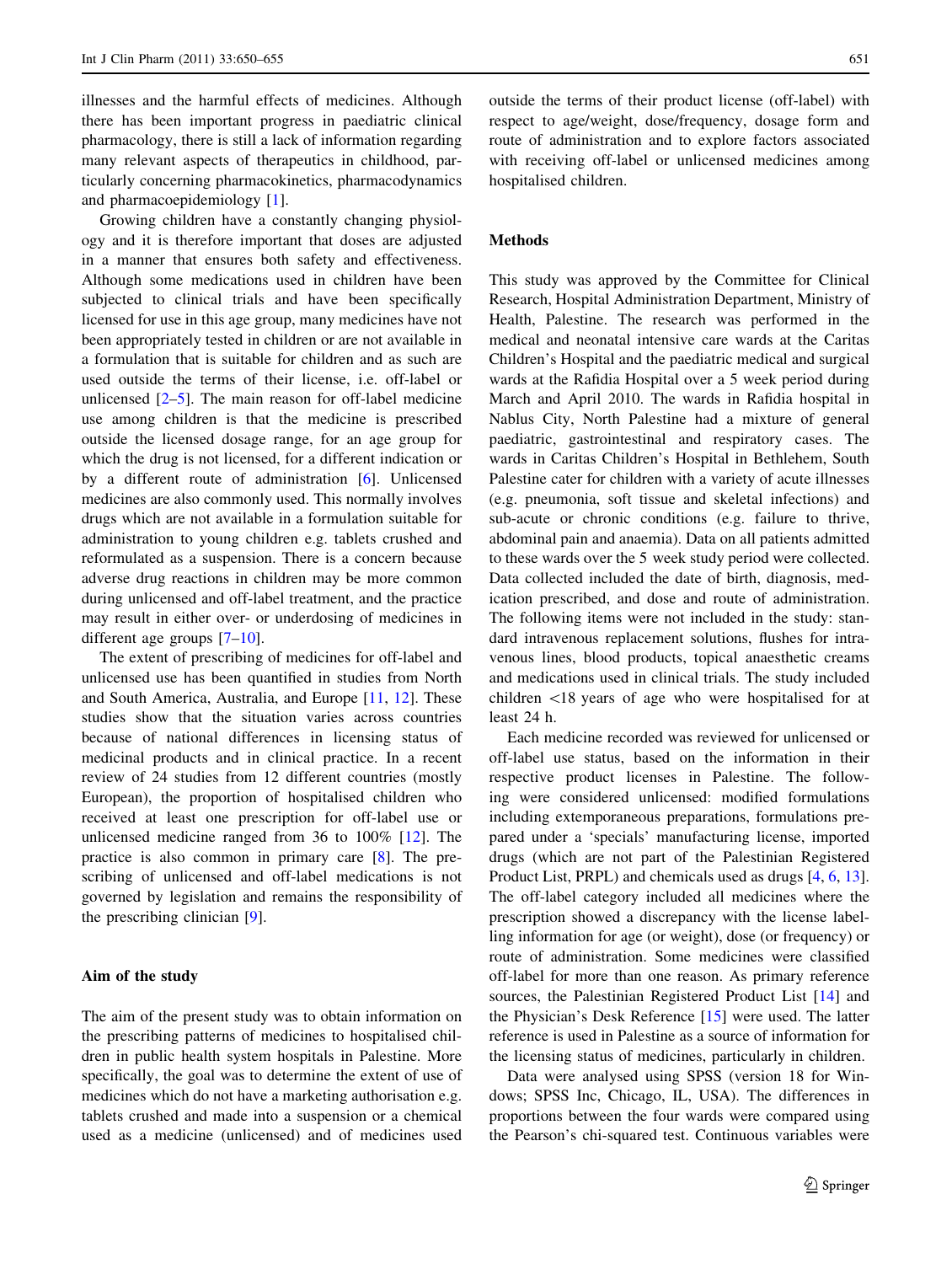illnesses and the harmful effects of medicines. Although there has been important progress in paediatric clinical pharmacology, there is still a lack of information regarding many relevant aspects of therapeutics in childhood, particularly concerning pharmacokinetics, pharmacodynamics and pharmacoepidemiology [1].

Growing children have a constantly changing physiology and it is therefore important that doses are adjusted in a manner that ensures both safety and effectiveness. Although some medications used in children have been subjected to clinical trials and have been specifically licensed for use in this age group, many medicines have not been appropriately tested in children or are not available in a formulation that is suitable for children and as such are used outside the terms of their license, i.e. off-label or unlicensed [2–5]. The main reason for off-label medicine use among children is that the medicine is prescribed outside the licensed dosage range, for an age group for which the drug is not licensed, for a different indication or by a different route of administration [6]. Unlicensed medicines are also commonly used. This normally involves drugs which are not available in a formulation suitable for administration to young children e.g. tablets crushed and reformulated as a suspension. There is a concern because adverse drug reactions in children may be more common during unlicensed and off-label treatment, and the practice may result in either over- or underdosing of medicines in different age groups [7–10].

The extent of prescribing of medicines for off-label and unlicensed use has been quantified in studies from North and South America, Australia, and Europe [11, 12]. These studies show that the situation varies across countries because of national differences in licensing status of medicinal products and in clinical practice. In a recent review of 24 studies from 12 different countries (mostly European), the proportion of hospitalised children who received at least one prescription for off-label use or unlicensed medicine ranged from 36 to 100% [12]. The practice is also common in primary care [8]. The prescribing of unlicensed and off-label medications is not governed by legislation and remains the responsibility of the prescribing clinician [9].

### Aim of the study

The aim of the present study was to obtain information on the prescribing patterns of medicines to hospitalised children in public health system hospitals in Palestine. More specifically, the goal was to determine the extent of use of medicines which do not have a marketing authorisation e.g. tablets crushed and made into a suspension or a chemical used as a medicine (unlicensed) and of medicines used outside the terms of their product license (off-label) with respect to age/weight, dose/frequency, dosage form and route of administration and to explore factors associated with receiving off-label or unlicensed medicines among hospitalised children.

## Methods

This study was approved by the Committee for Clinical Research, Hospital Administration Department, Ministry of Health, Palestine. The research was performed in the medical and neonatal intensive care wards at the Caritas Children's Hospital and the paediatric medical and surgical wards at the Rafidia Hospital over a 5 week period during March and April 2010. The wards in Rafidia hospital in Nablus City, North Palestine had a mixture of general paediatric, gastrointestinal and respiratory cases. The wards in Caritas Children's Hospital in Bethlehem, South Palestine cater for children with a variety of acute illnesses (e.g. pneumonia, soft tissue and skeletal infections) and sub-acute or chronic conditions (e.g. failure to thrive, abdominal pain and anaemia). Data on all patients admitted to these wards over the 5 week study period were collected. Data collected included the date of birth, diagnosis, medication prescribed, and dose and route of administration. The following items were not included in the study: standard intravenous replacement solutions, flushes for intravenous lines, blood products, topical anaesthetic creams and medications used in clinical trials. The study included children <18 years of age who were hospitalised for at least 24 h.

Each medicine recorded was reviewed for unlicensed or off-label use status, based on the information in their respective product licenses in Palestine. The following were considered unlicensed: modified formulations including extemporaneous preparations, formulations prepared under a 'specials' manufacturing license, imported drugs (which are not part of the Palestinian Registered Product List, PRPL) and chemicals used as drugs [4, 6, 13]. The off-label category included all medicines where the prescription showed a discrepancy with the license labelling information for age (or weight), dose (or frequency) or route of administration. Some medicines were classified off-label for more than one reason. As primary reference sources, the Palestinian Registered Product List [14] and the Physician's Desk Reference [15] were used. The latter reference is used in Palestine as a source of information for the licensing status of medicines, particularly in children.

Data were analysed using SPSS (version 18 for Windows; SPSS Inc, Chicago, IL, USA). The differences in proportions between the four wards were compared using the Pearson's chi-squared test. Continuous variables were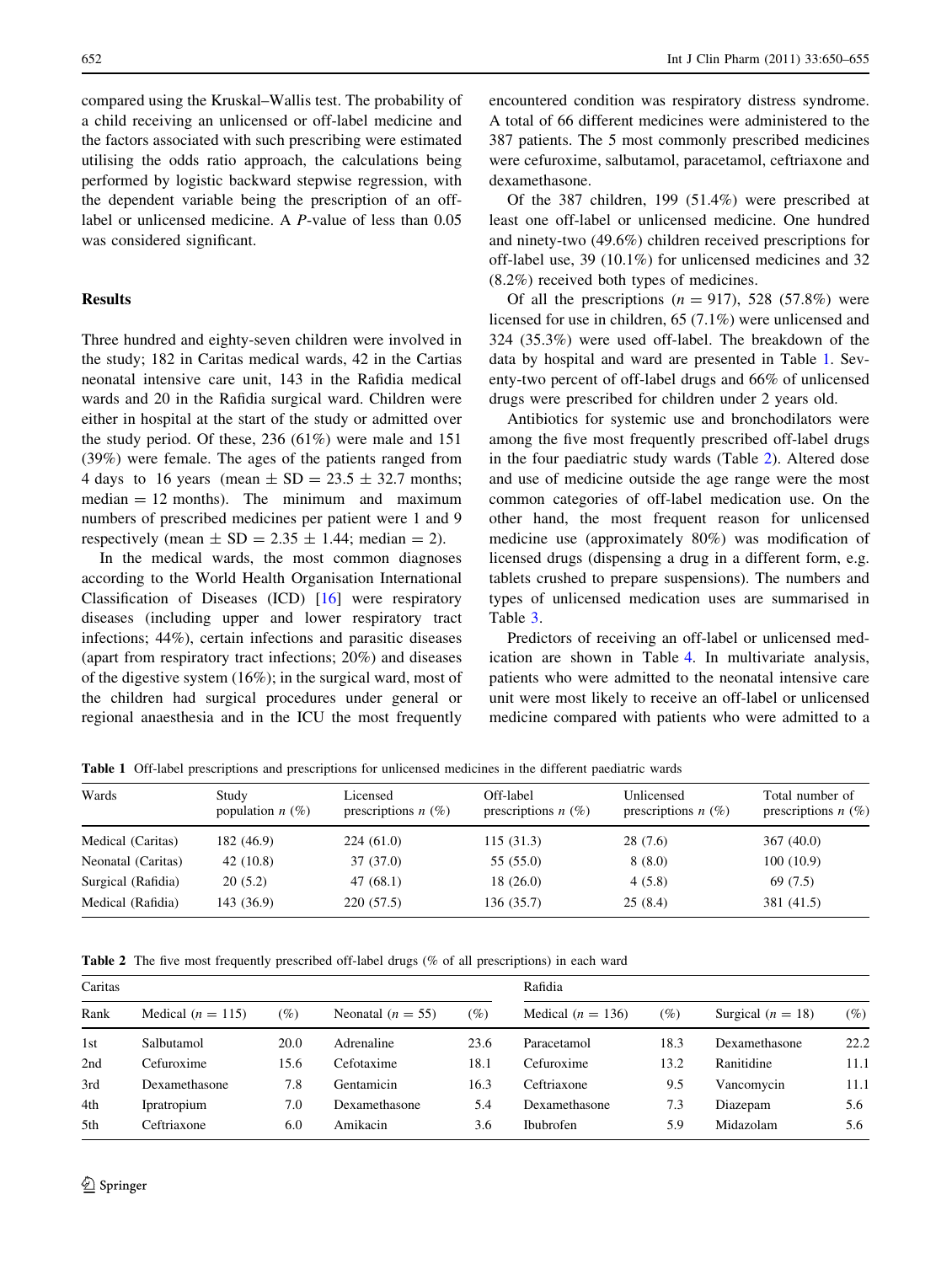compared using the Kruskal–Wallis test. The probability of a child receiving an unlicensed or off-label medicine and the factors associated with such prescribing were estimated utilising the odds ratio approach, the calculations being performed by logistic backward stepwise regression, with the dependent variable being the prescription of an off-label or unlicensed medicine. A *P*-value of less than 0.05 was considered significant.

## Results

Three hundred and eighty-seven children were involved in the study; 182 in Caritas medical wards, 42 in the Cartias neonatal intensive care unit, 143 in the Rafidia medical wards and 20 in the Rafidia surgical ward. Children were either in hospital at the start of the study or admitted over the study period. Of these, 236 (61%) were male and 151 (39%) were female. The ages of the patients ranged from 4 days to 16 years (mean ± SD = 23.5 ± 32.7 months; median = 12 months). The minimum and maximum numbers of prescribed medicines per patient were 1 and 9 respectively (mean ± SD = 2.35 ± 1.44; median = 2).

In the medical wards, the most common diagnoses according to the World Health Organisation International Classification of Diseases (ICD) [16] were respiratory diseases (including upper and lower respiratory tract infections; 44%), certain infections and parasitic diseases (apart from respiratory tract infections; 20%) and diseases of the digestive system (16%); in the surgical ward, most of the children had surgical procedures under general or regional anaesthesia and in the ICU the most frequently encountered condition was respiratory distress syndrome. A total of 66 different medicines were administered to the 387 patients. The 5 most commonly prescribed medicines were cefuroxime, salbutamol, paracetamol, ceftriaxone and dexamethasone.

Of the 387 children, 199 (51.4%) were prescribed at least one off-label or unlicensed medicine. One hundred and ninety-two (49.6%) children received prescriptions for off-label use, 39 (10.1%) for unlicensed medicines and 32 (8.2%) received both types of medicines.

Of all the prescriptions (*n* = 917), 528 (57.8%) were licensed for use in children, 65 (7.1%) were unlicensed and 324 (35.3%) were used off-label. The breakdown of the data by hospital and ward are presented in Table 1. Seventy-two percent of off-label drugs and 66% of unlicensed drugs were prescribed for children under 2 years old.

Antibiotics for systemic use and bronchodilators were among the five most frequently prescribed off-label drugs in the four paediatric study wards (Table 2). Altered dose and use of medicine outside the age range were the most common categories of off-label medication use. On the other hand, the most frequent reason for unlicensed medicine use (approximately 80%) was modification of licensed drugs (dispensing a drug in a different form, e.g. tablets crushed to prepare suspensions). The numbers and types of unlicensed medication uses are summarised in Table 3.

Predictors of receiving an off-label or unlicensed medication are shown in Table 4. In multivariate analysis, patients who were admitted to the neonatal intensive care unit were most likely to receive an off-label or unlicensed medicine compared with patients who were admitted to a

**Table 1** Off-label prescriptions and prescriptions for unlicensed medicines in the different paediatric wards

| Wards | Study population *n* (%) | Licensed prescriptions *n* (%) | Off-label prescriptions *n* (%) | Unlicensed prescriptions *n* (%) | Total number of prescriptions *n* (%) |
|---|---|---|---|---|---|
| Medical (Caritas) | 182 (46.9) | 224 (61.0) | 115 (31.3) | 28 (7.6) | 367 (40.0) |
| Neonatal (Caritas) | 42 (10.8) | 37 (37.0) | 55 (55.0) | 8 (8.0) | 100 (10.9) |
| Surgical (Rafidia) | 20 (5.2) | 47 (68.1) | 18 (26.0) | 4 (5.8) | 69 (7.5) |
| Medical (Rafidia) | 143 (36.9) | 220 (57.5) | 136 (35.7) | 25 (8.4) | 381 (41.5) |

**Table 2** The five most frequently prescribed off-label drugs (% of all prescriptions) in each ward

| Caritas | | | | | Rafidia | | | |
|---|---|---|---|---|---|---|---|---|
| Rank | Medical (*n* = 115) | (%) | Neonatal (*n* = 55) | (%) | Medical (*n* = 136) | (%) | Surgical (*n* = 18) | (%) |
| 1st | Salbutamol | 20.0 | Adrenaline | 23.6 | Paracetamol | 18.3 | Dexamethasone | 22.2 |
| 2nd | Cefuroxime | 15.6 | Cefotaxime | 18.1 | Cefuroxime | 13.2 | Ranitidine | 11.1 |
| 3rd | Dexamethasone | 7.8 | Gentamicin | 16.3 | Ceftriaxone | 9.5 | Vancomycin | 11.1 |
| 4th | Ipratropium | 7.0 | Dexamethasone | 5.4 | Dexamethasone | 7.3 | Diazepam | 5.6 |
| 5th | Ceftriaxone | 6.0 | Amikacin | 3.6 | Ibubrofen | 5.9 | Midazolam | 5.6 |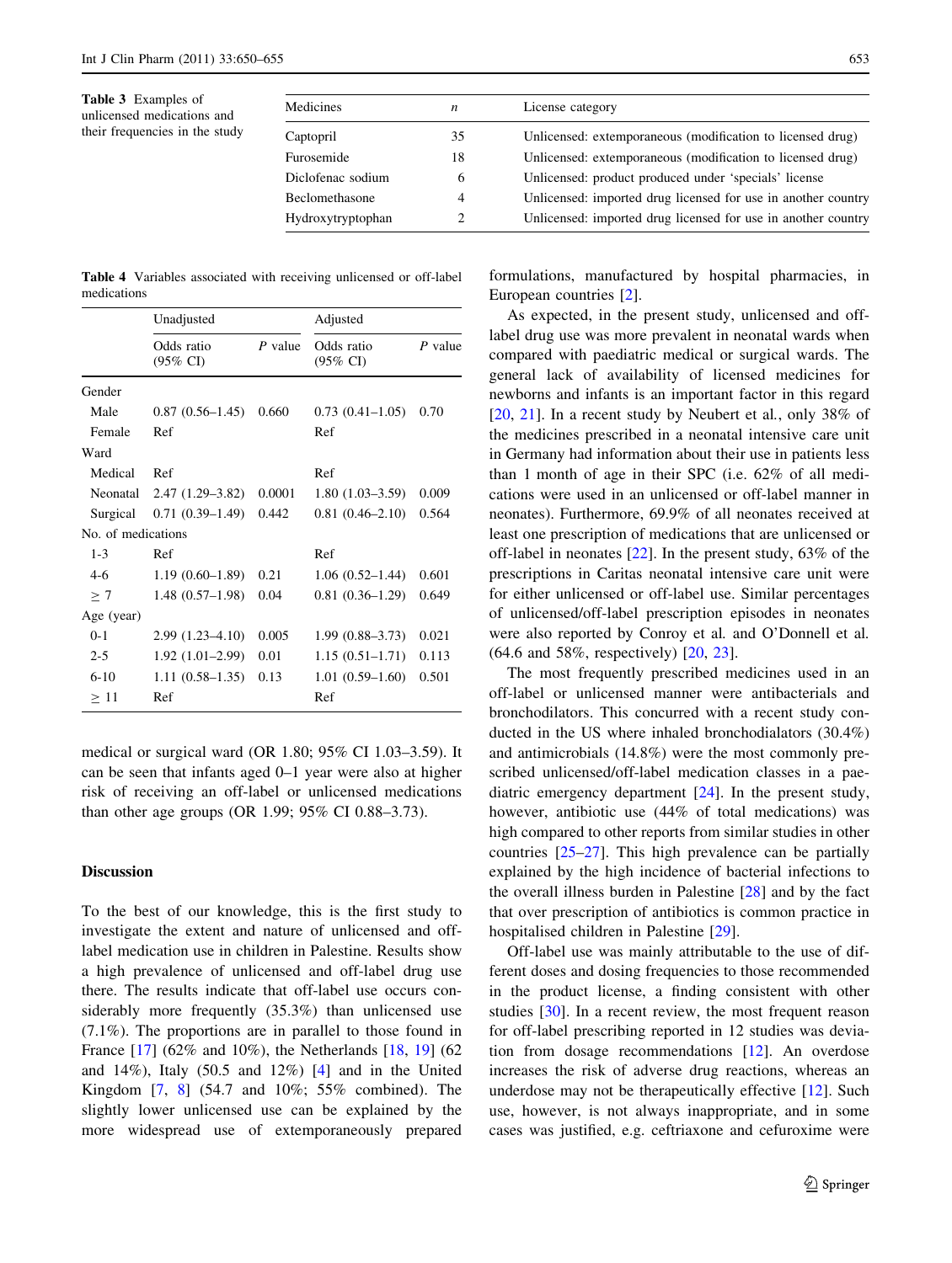**Table 3** Examples of unlicensed medications and their frequencies in the study

| Medicines | *n* | License category |
|---|---|---|
| Captopril | 35 | Unlicensed: extemporaneous (modification to licensed drug) |
| Furosemide | 18 | Unlicensed: extemporaneous (modification to licensed drug) |
| Diclofenac sodium | 6 | Unlicensed: product produced under 'specials' license |
| Beclomethasone | 4 | Unlicensed: imported drug licensed for use in another country |
| Hydroxytryptophan | 2 | Unlicensed: imported drug licensed for use in another country |

**Table 4** Variables associated with receiving unlicensed or off-label medications

| | Unadjusted | | Adjusted | |
|---|---|---|---|---|
| | Odds ratio (95% CI) | *P* value | Odds ratio (95% CI) | *P* value |
| Gender | | | | |
| Male | 0.87 (0.56–1.45) | 0.660 | 0.73 (0.41–1.05) | 0.70 |
| Female | Ref | | Ref | |
| Ward | | | | |
| Medical | Ref | | Ref | |
| Neonatal | 2.47 (1.29–3.82) | 0.0001 | 1.80 (1.03–3.59) | 0.009 |
| Surgical | 0.71 (0.39–1.49) | 0.442 | 0.81 (0.46–2.10) | 0.564 |
| No. of medications | | | | |
| 1-3 | Ref | | Ref | |
| 4-6 | 1.19 (0.60–1.89) | 0.21 | 1.06 (0.52–1.44) | 0.601 |
| ≥ 7 | 1.48 (0.57–1.98) | 0.04 | 0.81 (0.36–1.29) | 0.649 |
| Age (year) | | | | |
| 0-1 | 2.99 (1.23–4.10) | 0.005 | 1.99 (0.88–3.73) | 0.021 |
| 2-5 | 1.92 (1.01–2.99) | 0.01 | 1.15 (0.51–1.71) | 0.113 |
| 6-10 | 1.11 (0.58–1.35) | 0.13 | 1.01 (0.59–1.60) | 0.501 |
| ≥ 11 | Ref | | Ref | |

medical or surgical ward (OR 1.80; 95% CI 1.03–3.59). It can be seen that infants aged 0–1 year were also at higher risk of receiving an off-label or unlicensed medications than other age groups (OR 1.99; 95% CI 0.88–3.73).

## Discussion

To the best of our knowledge, this is the first study to investigate the extent and nature of unlicensed and off-label medication use in children in Palestine. Results show a high prevalence of unlicensed and off-label drug use there. The results indicate that off-label use occurs considerably more frequently (35.3%) than unlicensed use (7.1%). The proportions are in parallel to those found in France [17] (62% and 10%), the Netherlands [18, 19] (62 and 14%), Italy (50.5 and 12%) [4] and in the United Kingdom [7, 8] (54.7 and 10%; 55% combined). The slightly lower unlicensed use can be explained by the more widespread use of extemporaneously prepared formulations, manufactured by hospital pharmacies, in European countries [2].

As expected, in the present study, unlicensed and off-label drug use was more prevalent in neonatal wards when compared with paediatric medical or surgical wards. The general lack of availability of licensed medicines for newborns and infants is an important factor in this regard [20, 21]. In a recent study by Neubert et al., only 38% of the medicines prescribed in a neonatal intensive care unit in Germany had information about their use in patients less than 1 month of age in their SPC (i.e. 62% of all medications were used in an unlicensed or off-label manner in neonates). Furthermore, 69.9% of all neonates received at least one prescription of medications that are unlicensed or off-label in neonates [22]. In the present study, 63% of the prescriptions in Caritas neonatal intensive care unit were for either unlicensed or off-label use. Similar percentages of unlicensed/off-label prescription episodes in neonates were also reported by Conroy et al. and O'Donnell et al. (64.6 and 58%, respectively) [20, 23].

The most frequently prescribed medicines used in an off-label or unlicensed manner were antibacterials and bronchodilators. This concurred with a recent study conducted in the US where inhaled bronchodialators (30.4%) and antimicrobials (14.8%) were the most commonly prescribed unlicensed/off-label medication classes in a paediatric emergency department [24]. In the present study, however, antibiotic use (44% of total medications) was high compared to other reports from similar studies in other countries [25–27]. This high prevalence can be partially explained by the high incidence of bacterial infections to the overall illness burden in Palestine [28] and by the fact that over prescription of antibiotics is common practice in hospitalised children in Palestine [29].

Off-label use was mainly attributable to the use of different doses and dosing frequencies to those recommended in the product license, a finding consistent with other studies [30]. In a recent review, the most frequent reason for off-label prescribing reported in 12 studies was deviation from dosage recommendations [12]. An overdose increases the risk of adverse drug reactions, whereas an underdose may not be therapeutically effective [12]. Such use, however, is not always inappropriate, and in some cases was justified, e.g. ceftriaxone and cefuroxime were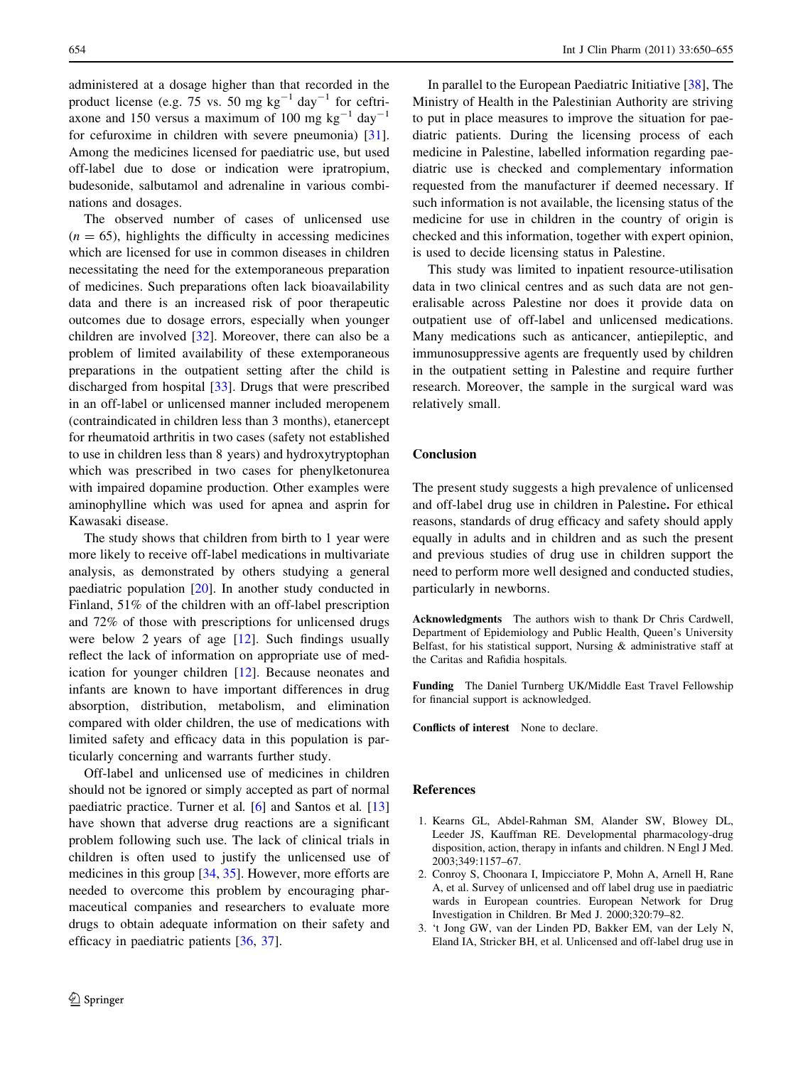administered at a dosage higher than that recorded in the product license (e.g. 75 vs. 50 mg $kg^{-1}$ $day^{-1}$ for ceftriaxone and 150 versus a maximum of 100 mg $kg^{-1}$ $day^{-1}$ for cefuroxime in children with severe pneumonia) [31]. Among the medicines licensed for paediatric use, but used off-label due to dose or indication were ipratropium, budesonide, salbutamol and adrenaline in various combinations and dosages.

The observed number of cases of unlicensed use ($n = 65$), highlights the difficulty in accessing medicines which are licensed for use in common diseases in children necessitating the need for the extemporaneous preparation of medicines. Such preparations often lack bioavailability data and there is an increased risk of poor therapeutic outcomes due to dosage errors, especially when younger children are involved [32]. Moreover, there can also be a problem of limited availability of these extemporaneous preparations in the outpatient setting after the child is discharged from hospital [33]. Drugs that were prescribed in an off-label or unlicensed manner included meropenem (contraindicated in children less than 3 months), etanercept for rheumatoid arthritis in two cases (safety not established to use in children less than 8 years) and hydroxytryptophan which was prescribed in two cases for phenylketonurea with impaired dopamine production. Other examples were aminophylline which was used for apnea and asprin for Kawasaki disease.

The study shows that children from birth to 1 year were more likely to receive off-label medications in multivariate analysis, as demonstrated by others studying a general paediatric population [20]. In another study conducted in Finland, 51% of the children with an off-label prescription and 72% of those with prescriptions for unlicensed drugs were below 2 years of age [12]. Such findings usually reflect the lack of information on appropriate use of medication for younger children [12]. Because neonates and infants are known to have important differences in drug absorption, distribution, metabolism, and elimination compared with older children, the use of medications with limited safety and efficacy data in this population is particularly concerning and warrants further study.

Off-label and unlicensed use of medicines in children should not be ignored or simply accepted as part of normal paediatric practice. Turner et al. [6] and Santos et al. [13] have shown that adverse drug reactions are a significant problem following such use. The lack of clinical trials in children is often used to justify the unlicensed use of medicines in this group [34, 35]. However, more efforts are needed to overcome this problem by encouraging pharmaceutical companies and researchers to evaluate more drugs to obtain adequate information on their safety and efficacy in paediatric patients [36, 37].

In parallel to the European Paediatric Initiative [38], The Ministry of Health in the Palestinian Authority are striving to put in place measures to improve the situation for paediatric patients. During the licensing process of each medicine in Palestine, labelled information regarding paediatric use is checked and complementary information requested from the manufacturer if deemed necessary. If such information is not available, the licensing status of the medicine for use in children in the country of origin is checked and this information, together with expert opinion, is used to decide licensing status in Palestine.

This study was limited to inpatient resource-utilisation data in two clinical centres and as such data are not generalisable across Palestine nor does it provide data on outpatient use of off-label and unlicensed medications. Many medications such as anticancer, antiepileptic, and immunosuppressive agents are frequently used by children in the outpatient setting in Palestine and require further research. Moreover, the sample in the surgical ward was relatively small.

## Conclusion

The present study suggests a high prevalence of unlicensed and off-label drug use in children in Palestine. For ethical reasons, standards of drug efficacy and safety should apply equally in adults and in children and as such the present and previous studies of drug use in children support the need to perform more well designed and conducted studies, particularly in newborns.

**Acknowledgments** The authors wish to thank Dr Chris Cardwell, Department of Epidemiology and Public Health, Queen's University Belfast, for his statistical support, Nursing & administrative staff at the Caritas and Rafidia hospitals.

**Funding** The Daniel Turnberg UK/Middle East Travel Fellowship for financial support is acknowledged.

**Conflicts of interest** None to declare.

## References

1. Kearns GL, Abdel-Rahman SM, Alander SW, Blowey DL, Leeder JS, Kauffman RE. Developmental pharmacology-drug disposition, action, therapy in infants and children. N Engl J Med. 2003;349:1157–67.
2. Conroy S, Choonara I, Impicciatore P, Mohn A, Arnell H, Rane A, et al. Survey of unlicensed and off label drug use in paediatric wards in European countries. European Network for Drug Investigation in Children. Br Med J. 2000;320:79–82.
3. 't Jong GW, van der Linden PD, Bakker EM, van der Lely N, Eland IA, Stricker BH, et al. Unlicensed and off-label drug use in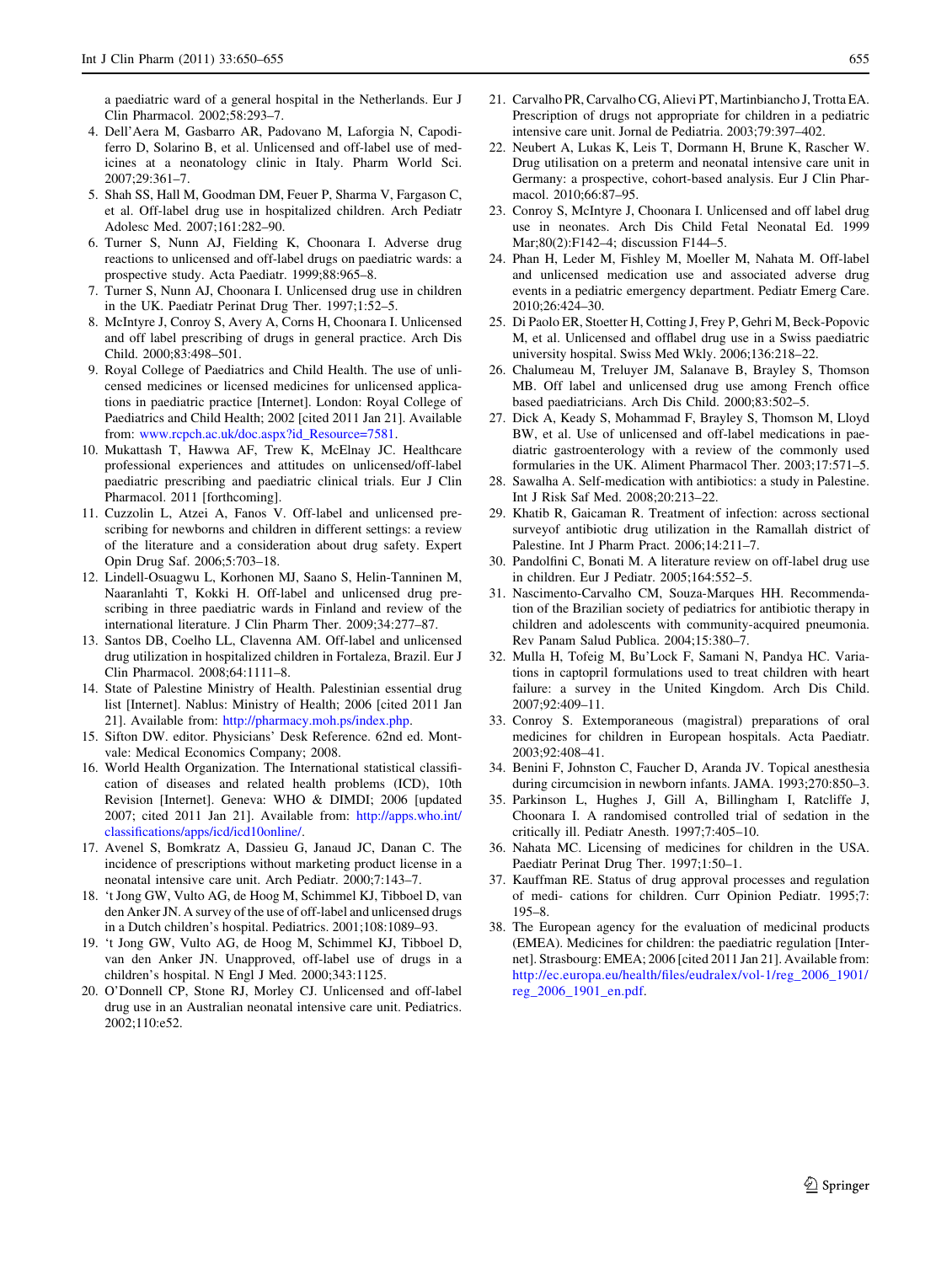a paediatric ward of a general hospital in the Netherlands. Eur J Clin Pharmacol. 2002;58:293–7.

4. Dell'Aera M, Gasbarro AR, Padovano M, Laforgia N, Capodiferro D, Solarino B, et al. Unlicensed and off-label use of medicines at a neonatology clinic in Italy. Pharm World Sci. 2007;29:361–7.
5. Shah SS, Hall M, Goodman DM, Feuer P, Sharma V, Fargason C, et al. Off-label drug use in hospitalized children. Arch Pediatr Adolesc Med. 2007;161:282–90.
6. Turner S, Nunn AJ, Fielding K, Choonara I. Adverse drug reactions to unlicensed and off-label drugs on paediatric wards: a prospective study. Acta Paediatr. 1999;88:965–8.
7. Turner S, Nunn AJ, Choonara I. Unlicensed drug use in children in the UK. Paediatr Perinat Drug Ther. 1997;1:52–5.
8. McIntyre J, Conroy S, Avery A, Corns H, Choonara I. Unlicensed and off label prescribing of drugs in general practice. Arch Dis Child. 2000;83:498–501.
9. Royal College of Paediatrics and Child Health. The use of unlicensed medicines or licensed medicines for unlicensed applications in paediatric practice [Internet]. London: Royal College of Paediatrics and Child Health; 2002 [cited 2011 Jan 21]. Available from: www.rcpch.ac.uk/doc.aspx?id_Resource=7581.
10. Mukattash T, Hawwa AF, Trew K, McElnay JC. Healthcare professional experiences and attitudes on unlicensed/off-label paediatric prescribing and paediatric clinical trials. Eur J Clin Pharmacol. 2011 [forthcoming].
11. Cuzzolin L, Atzei A, Fanos V. Off-label and unlicensed prescribing for newborns and children in different settings: a review of the literature and a consideration about drug safety. Expert Opin Drug Saf. 2006;5:703–18.
12. Lindell-Osuagwu L, Korhonen MJ, Saano S, Helin-Tanninen M, Naaranlahti T, Kokki H. Off-label and unlicensed drug prescribing in three paediatric wards in Finland and review of the international literature. J Clin Pharm Ther. 2009;34:277–87.
13. Santos DB, Coelho LL, Clavenna AM. Off-label and unlicensed drug utilization in hospitalized children in Fortaleza, Brazil. Eur J Clin Pharmacol. 2008;64:1111–8.
14. State of Palestine Ministry of Health. Palestinian essential drug list [Internet]. Nablus: Ministry of Health; 2006 [cited 2011 Jan 21]. Available from: http://pharmacy.moh.ps/index.php.
15. Sifton DW. editor. Physicians' Desk Reference. 62nd ed. Montvale: Medical Economics Company; 2008.
16. World Health Organization. The International statistical classification of diseases and related health problems (ICD), 10th Revision [Internet]. Geneva: WHO & DIMDI; 2006 [updated 2007; cited 2011 Jan 21]. Available from: http://apps.who.int/classifications/apps/icd/icd10online/.
17. Avenel S, Bomkratz A, Dassieu G, Janaud JC, Danan C. The incidence of prescriptions without marketing product license in a neonatal intensive care unit. Arch Pediatr. 2000;7:143–7.
18. 't Jong GW, Vulto AG, de Hoog M, Schimmel KJ, Tibboel D, van den Anker JN. A survey of the use of off-label and unlicensed drugs in a Dutch children's hospital. Pediatrics. 2001;108:1089–93.
19. 't Jong GW, Vulto AG, de Hoog M, Schimmel KJ, Tibboel D, van den Anker JN. Unapproved, off-label use of drugs in a children's hospital. N Engl J Med. 2000;343:1125.
20. O'Donnell CP, Stone RJ, Morley CJ. Unlicensed and off-label drug use in an Australian neonatal intensive care unit. Pediatrics. 2002;110:e52.
21. Carvalho PR, Carvalho CG, Alievi PT, Martinbiancho J, Trotta EA. Prescription of drugs not appropriate for children in a pediatric intensive care unit. Jornal de Pediatria. 2003;79:397–402.
22. Neubert A, Lukas K, Leis T, Dormann H, Brune K, Rascher W. Drug utilisation on a preterm and neonatal intensive care unit in Germany: a prospective, cohort-based analysis. Eur J Clin Pharmacol. 2010;66:87–95.
23. Conroy S, McIntyre J, Choonara I. Unlicensed and off label drug use in neonates. Arch Dis Child Fetal Neonatal Ed. 1999 Mar;80(2):F142–4; discussion F144–5.
24. Phan H, Leder M, Fishley M, Moeller M, Nahata M. Off-label and unlicensed medication use and associated adverse drug events in a pediatric emergency department. Pediatr Emerg Care. 2010;26:424–30.
25. Di Paolo ER, Stoetter H, Cotting J, Frey P, Gehri M, Beck-Popovic M, et al. Unlicensed and offlabel drug use in a Swiss paediatric university hospital. Swiss Med Wkly. 2006;136:218–22.
26. Chalumeau M, Treluyer JM, Salanave B, Brayley S, Thomson MB. Off label and unlicensed drug use among French office based paediatricians. Arch Dis Child. 2000;83:502–5.
27. Dick A, Keady S, Mohammad F, Brayley S, Thomson M, Lloyd BW, et al. Use of unlicensed and off-label medications in paediatric gastroenterology with a review of the commonly used formularies in the UK. Aliment Pharmacol Ther. 2003;17:571–5.
28. Sawalha A. Self-medication with antibiotics: a study in Palestine. Int J Risk Saf Med. 2008;20:213–22.
29. Khatib R, Gaicaman R. Treatment of infection: across sectional surveyof antibiotic drug utilization in the Ramallah district of Palestine. Int J Pharm Pract. 2006;14:211–7.
30. Pandolfini C, Bonati M. A literature review on off-label drug use in children. Eur J Pediatr. 2005;164:552–5.
31. Nascimento-Carvalho CM, Souza-Marques HH. Recommendation of the Brazilian society of pediatrics for antibiotic therapy in children and adolescents with community-acquired pneumonia. Rev Panam Salud Publica. 2004;15:380–7.
32. Mulla H, Tofeig M, Bu'Lock F, Samani N, Pandya HC. Variations in captopril formulations used to treat children with heart failure: a survey in the United Kingdom. Arch Dis Child. 2007;92:409–11.
33. Conroy S. Extemporaneous (magistral) preparations of oral medicines for children in European hospitals. Acta Paediatr. 2003;92:408–41.
34. Benini F, Johnston C, Faucher D, Aranda JV. Topical anesthesia during circumcision in newborn infants. JAMA. 1993;270:850–3.
35. Parkinson L, Hughes J, Gill A, Billingham I, Ratcliffe J, Choonara I. A randomised controlled trial of sedation in the critically ill. Paediatr Anesth. 1997;7:405–10.
36. Nahata MC. Licensing of medicines for children in the USA. Paediatr Perinat Drug Ther. 1997;1:50–1.
37. Kauffman RE. Status of drug approval processes and regulation of medi- cations for children. Curr Opinion Pediatr. 1995;7:195–8.
38. The European agency for the evaluation of medicinal products (EMEA). Medicines for children: the paediatric regulation [Internet]. Strasbourg: EMEA; 2006 [cited 2011 Jan 21]. Available from: http://ec.europa.eu/health/files/eudralex/vol-1/reg_2006_1901/reg_2006_1901_en.pdf.